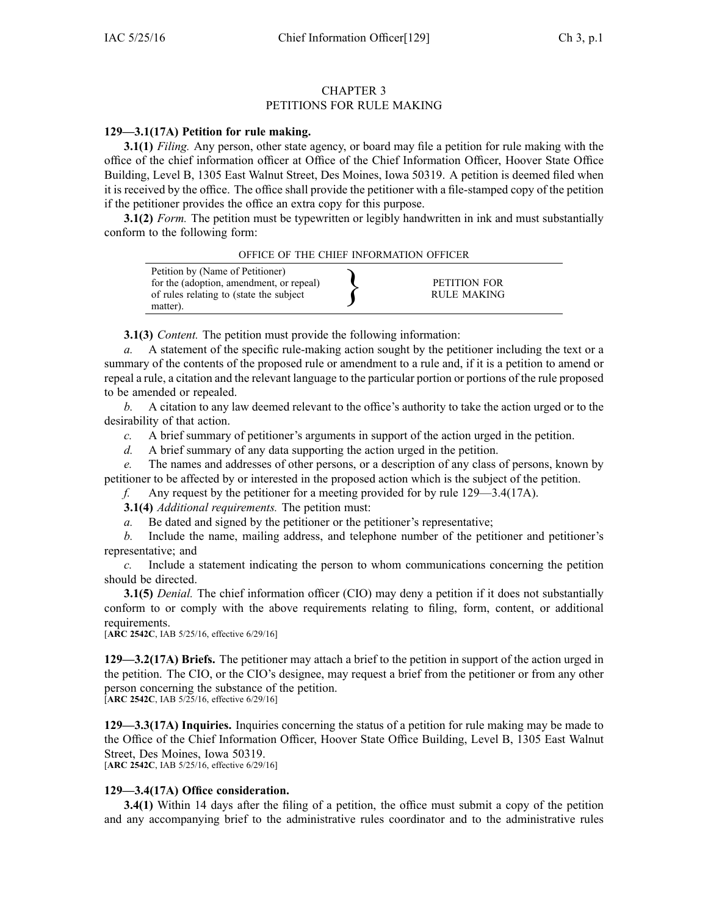# CHAPTER 3
# PETITIONS FOR RULE MAKING

**129—3.1(17A) Petition for rule making.**

**3.1(1)** *Filing.* Any person, other state agency, or board may file a petition for rule making with the office of the chief information officer at Office of the Chief Information Officer, Hoover State Office Building, Level B, 1305 East Walnut Street, Des Moines, Iowa 50319. A petition is deemed filed when it is received by the office. The office shall provide the petitioner with a file-stamped copy of the petition if the petitioner provides the office an extra copy for this purpose.

**3.1(2)** *Form.* The petition must be typewritten or legibly handwritten in ink and must substantially conform to the following form:

OFFICE OF THE CHIEF INFORMATION OFFICER

| Petition by (Name of Petitioner) for the (adoption, amendment, or repeal) of rules relating to (state the subject matter). | } | PETITION FOR RULE MAKING |
|---|---|---|

**3.1(3)** *Content.* The petition must provide the following information:

*a.* A statement of the specific rule-making action sought by the petitioner including the text or a summary of the contents of the proposed rule or amendment to a rule and, if it is a petition to amend or repeal a rule, a citation and the relevant language to the particular portion or portions of the rule proposed to be amended or repealed.

*b.* A citation to any law deemed relevant to the office's authority to take the action urged or to the desirability of that action.

*c.* A brief summary of petitioner's arguments in support of the action urged in the petition.

*d.* A brief summary of any data supporting the action urged in the petition.

*e.* The names and addresses of other persons, or a description of any class of persons, known by petitioner to be affected by or interested in the proposed action which is the subject of the petition.

*f.* Any request by the petitioner for a meeting provided for by rule 129—3.4(17A).

**3.1(4)** *Additional requirements.* The petition must:

*a.* Be dated and signed by the petitioner or the petitioner's representative;

*b.* Include the name, mailing address, and telephone number of the petitioner and petitioner's representative; and

*c.* Include a statement indicating the person to whom communications concerning the petition should be directed.

**3.1(5)** *Denial.* The chief information officer (CIO) may deny a petition if it does not substantially conform to or comply with the above requirements relating to filing, form, content, or additional requirements.

[**ARC 2542C**, IAB 5/25/16, effective 6/29/16]

**129—3.2(17A) Briefs.** The petitioner may attach a brief to the petition in support of the action urged in the petition. The CIO, or the CIO's designee, may request a brief from the petitioner or from any other person concerning the substance of the petition.

[**ARC 2542C**, IAB 5/25/16, effective 6/29/16]

**129—3.3(17A) Inquiries.** Inquiries concerning the status of a petition for rule making may be made to the Office of the Chief Information Officer, Hoover State Office Building, Level B, 1305 East Walnut Street, Des Moines, Iowa 50319.

[**ARC 2542C**, IAB 5/25/16, effective 6/29/16]

**129—3.4(17A) Office consideration.**

**3.4(1)** Within 14 days after the filing of a petition, the office must submit a copy of the petition and any accompanying brief to the administrative rules coordinator and to the administrative rules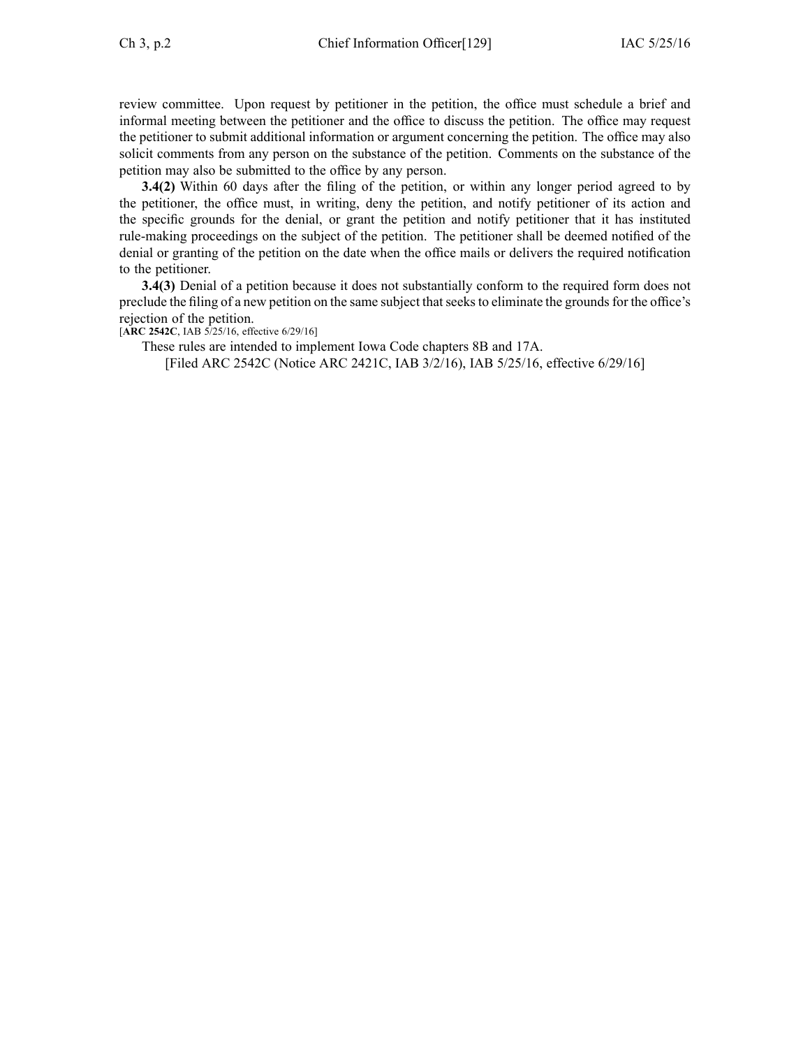review committee. Upon request by petitioner in the petition, the office must schedule a brief and informal meeting between the petitioner and the office to discuss the petition. The office may request the petitioner to submit additional information or argument concerning the petition. The office may also solicit comments from any person on the substance of the petition. Comments on the substance of the petition may also be submitted to the office by any person.

**3.4(2)** Within 60 days after the filing of the petition, or within any longer period agreed to by the petitioner, the office must, in writing, deny the petition, and notify petitioner of its action and the specific grounds for the denial, or grant the petition and notify petitioner that it has instituted rule-making proceedings on the subject of the petition. The petitioner shall be deemed notified of the denial or granting of the petition on the date when the office mails or delivers the required notification to the petitioner.

**3.4(3)** Denial of a petition because it does not substantially conform to the required form does not preclude the filing of a new petition on the same subject that seeks to eliminate the grounds for the office's rejection of the petition.

[**ARC 2542C**, IAB 5/25/16, effective 6/29/16]

These rules are intended to implement Iowa Code chapters 8B and 17A.

[Filed ARC 2542C (Notice ARC 2421C, IAB 3/2/16), IAB 5/25/16, effective 6/29/16]